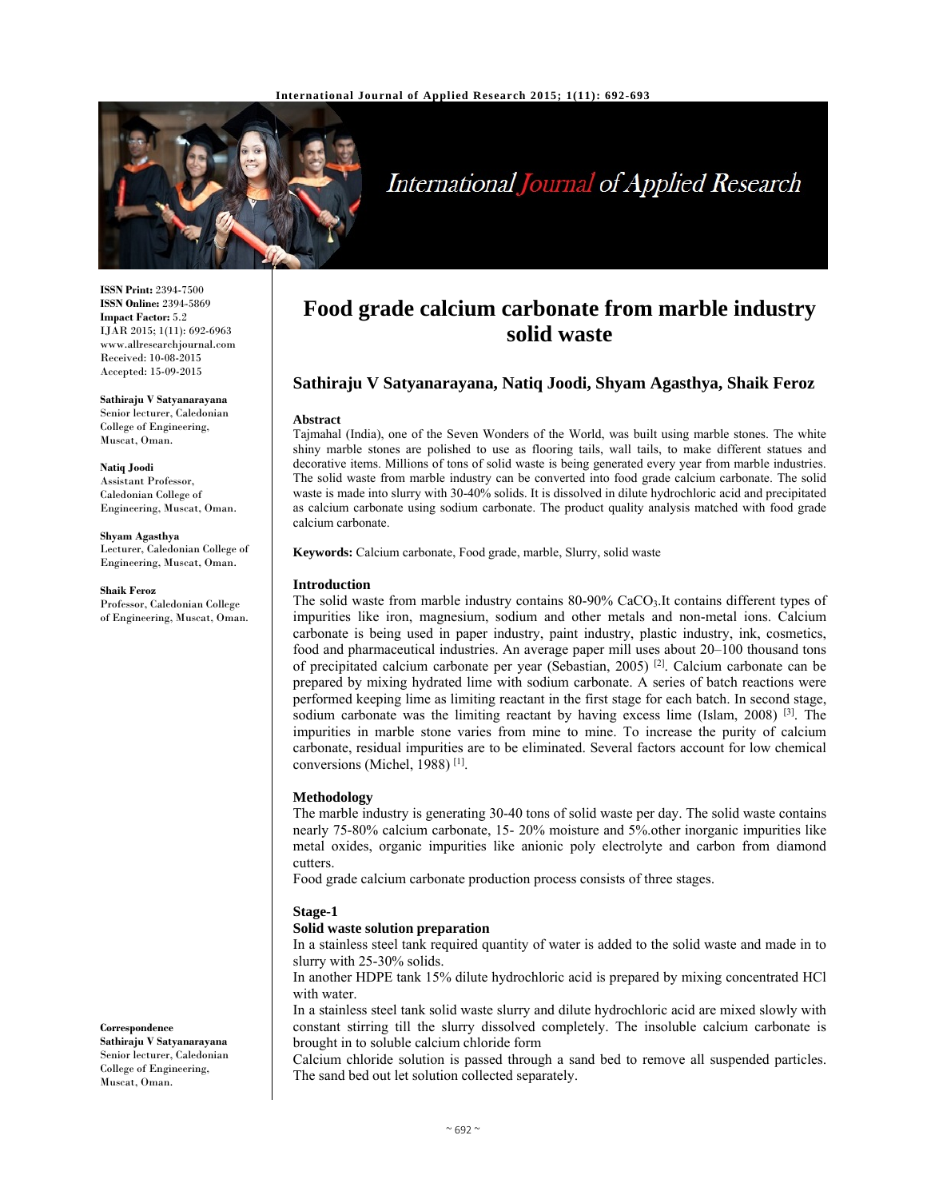# Food grade calcium carbonate from marble industry solid waste

**Sathiraju V Satyanarayana, Natiq Joodi, Shyam Agasthya, Shaik Feroz**

**ISSN Print:** 2394-7500
**ISSN Online:** 2394-5869
**Impact Factor:** 5.2
IJAR 2015; 1(11): 692-6963
www.allresearchjournal.com
Received: 10-08-2015
Accepted: 15-09-2015

**Sathiraju V Satyanarayana**
Senior lecturer, Caledonian College of Engineering, Muscat, Oman.

**Natiq Joodi**
Assistant Professor, Caledonian College of Engineering, Muscat, Oman.

**Shyam Agasthya**
Lecturer, Caledonian College of Engineering, Muscat, Oman.

**Shaik Feroz**
Professor, Caledonian College of Engineering, Muscat, Oman.

**Correspondence**
**Sathiraju V Satyanarayana**
Senior lecturer, Caledonian College of Engineering, Muscat, Oman.

### Abstract

Tajmahal (India), one of the Seven Wonders of the World, was built using marble stones. The white shiny marble stones are polished to use as flooring tails, wall tails, to make different statues and decorative items. Millions of tons of solid waste is being generated every year from marble industries. The solid waste from marble industry can be converted into food grade calcium carbonate. The solid waste is made into slurry with 30-40% solids. It is dissolved in dilute hydrochloric acid and precipitated as calcium carbonate using sodium carbonate. The product quality analysis matched with food grade calcium carbonate.

**Keywords:** Calcium carbonate, Food grade, marble, Slurry, solid waste

### Introduction

The solid waste from marble industry contains 80-90% $CaCO_3$.It contains different types of impurities like iron, magnesium, sodium and other metals and non-metal ions. Calcium carbonate is being used in paper industry, paint industry, plastic industry, ink, cosmetics, food and pharmaceutical industries. An average paper mill uses about 20–100 thousand tons of precipitated calcium carbonate per year (Sebastian, 2005) [2]. Calcium carbonate can be prepared by mixing hydrated lime with sodium carbonate. A series of batch reactions were performed keeping lime as limiting reactant in the first stage for each batch. In second stage, sodium carbonate was the limiting reactant by having excess lime (Islam, 2008) [3]. The impurities in marble stone varies from mine to mine. To increase the purity of calcium carbonate, residual impurities are to be eliminated. Several factors account for low chemical conversions (Michel, 1988) [1].

### Methodology

The marble industry is generating 30-40 tons of solid waste per day. The solid waste contains nearly 75-80% calcium carbonate, 15- 20% moisture and 5%.other inorganic impurities like metal oxides, organic impurities like anionic poly electrolyte and carbon from diamond cutters.

Food grade calcium carbonate production process consists of three stages.

#### Stage-1

**Solid waste solution preparation**

In a stainless steel tank required quantity of water is added to the solid waste and made in to slurry with 25-30% solids.

In another HDPE tank 15% dilute hydrochloric acid is prepared by mixing concentrated HCl with water.

In a stainless steel tank solid waste slurry and dilute hydrochloric acid are mixed slowly with constant stirring till the slurry dissolved completely. The insoluble calcium carbonate is brought in to soluble calcium chloride form

Calcium chloride solution is passed through a sand bed to remove all suspended particles. The sand bed out let solution collected separately.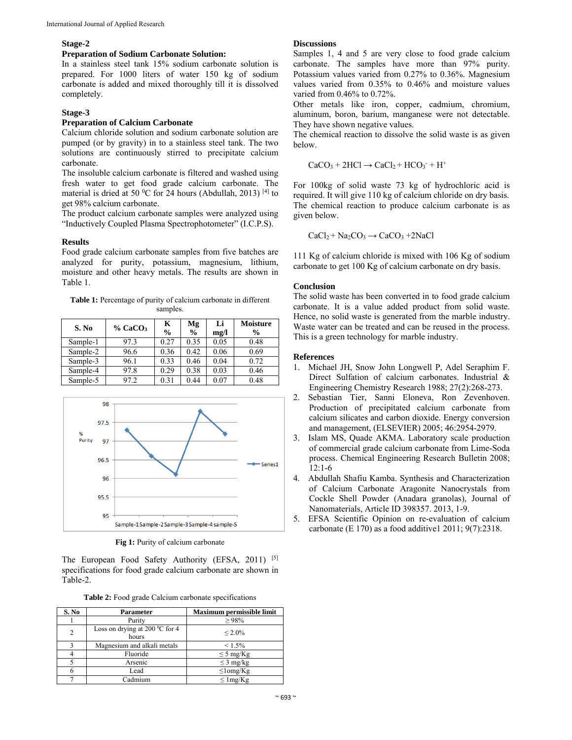### Stage-2

**Preparation of Sodium Carbonate Solution:**

In a stainless steel tank 15% sodium carbonate solution is prepared. For 1000 liters of water 150 kg of sodium carbonate is added and mixed thoroughly till it is dissolved completely.

### Stage-3

**Preparation of Calcium Carbonate**

Calcium chloride solution and sodium carbonate solution are pumped (or by gravity) in to a stainless steel tank. The two solutions are continuously stirred to precipitate calcium carbonate.

The insoluble calcium carbonate is filtered and washed using fresh water to get food grade calcium carbonate. The material is dried at 50 $^0$C for 24 hours (Abdullah, 2013) [4] to get 98% calcium carbonate.

The product calcium carbonate samples were analyzed using "Inductively Coupled Plasma Spectrophotometer" (I.C.P.S).

## Results

Food grade calcium carbonate samples from five batches are analyzed for purity, potassium, magnesium, lithium, moisture and other heavy metals. The results are shown in Table 1.

**Table 1:** Percentage of purity of calcium carbonate in different samples.

| S. No | % $CaCO_3$ | K % | Mg % | Li mg/l | Moisture % |
|---|---|---|---|---|---|
| Sample-1 | 97.3 | 0.27 | 0.35 | 0.05 | 0.48 |
| Sample-2 | 96.6 | 0.36 | 0.42 | 0.06 | 0.69 |
| Sample-3 | 96.1 | 0.33 | 0.46 | 0.04 | 0.72 |
| Sample-4 | 97.8 | 0.29 | 0.38 | 0.03 | 0.46 |
| Sample-5 | 97.2 | 0.31 | 0.44 | 0.07 | 0.48 |

% Purity

98
97.5
97
96.5
96
95.5
95

Sample-1 Sample-2 Sample-3 Sample-4 sample-5

Series1

**Fig 1:** Purity of calcium carbonate

The European Food Safety Authority (EFSA, 2011) [5] specifications for food grade calcium carbonate are shown in Table-2.

**Table 2:** Food grade Calcium carbonate specifications

| S. No | Parameter | Maximum permissible limit |
|---|---|---|
| 1 | Purity | ≥ 98% |
| 2 | Loss on drying at 200 $^0$C for 4 hours | ≤ 2.0% |
| 3 | Magnesium and alkali metals | < 1.5% |
| 4 | Fluoride | ≤ 5 mg/Kg |
| 5 | Arsenic | ≤ 3 mg/kg |
| 6 | Lead | ≤1omg/Kg |
| 7 | Cadmium | ≤ 1mg/Kg |

## Discussions

Samples 1, 4 and 5 are very close to food grade calcium carbonate. The samples have more than 97% purity. Potassium values varied from 0.27% to 0.36%. Magnesium values varied from 0.35% to 0.46% and moisture values varied from 0.46% to 0.72%.

Other metals like iron, copper, cadmium, chromium, aluminum, boron, barium, manganese were not detectable. They have shown negative values.

The chemical reaction to dissolve the solid waste is as given below.

$$CaCO_3 + 2HCl \rightarrow CaCl_2 + HCO_3^- + H^+$$

For 100kg of solid waste 73 kg of hydrochloric acid is required. It will give 110 kg of calcium chloride on dry basis. The chemical reaction to produce calcium carbonate is as given below.

$$CaCl_2 + Na_2CO_3 \rightarrow CaCO_3 + 2NaCl$$

111 Kg of calcium chloride is mixed with 106 Kg of sodium carbonate to get 100 Kg of calcium carbonate on dry basis.

## Conclusion

The solid waste has been converted in to food grade calcium carbonate. It is a value added product from solid waste. Hence, no solid waste is generated from the marble industry. Waste water can be treated and can be reused in the process. This is a green technology for marble industry.

## References

1. Michael JH, Snow John Longwell P, Adel Seraphim F. Direct Sulfation of calcium carbonates. Industrial & Engineering Chemistry Research 1988; 27(2):268-273.
2. Sebastian Tier, Sanni Eloneva, Ron Zevenhoven. Production of precipitated calcium carbonate from calcium silicates and carbon dioxide. Energy conversion and management, (ELSEVIER) 2005; 46:2954-2979.
3. Islam MS, Quade AKMA. Laboratory scale production of commercial grade calcium carbonate from Lime-Soda process. Chemical Engineering Research Bulletin 2008; 12:1-6
4. Abdullah Shafiu Kamba. Synthesis and Characterization of Calcium Carbonate Aragonite Nanocrystals from Cockle Shell Powder (Anadara granolas), Journal of Nanomaterials, Article ID 398357. 2013, 1-9.
5. EFSA Scientific Opinion on re-evaluation of calcium carbonate (E 170) as a food additive1 2011; 9(7):2318.